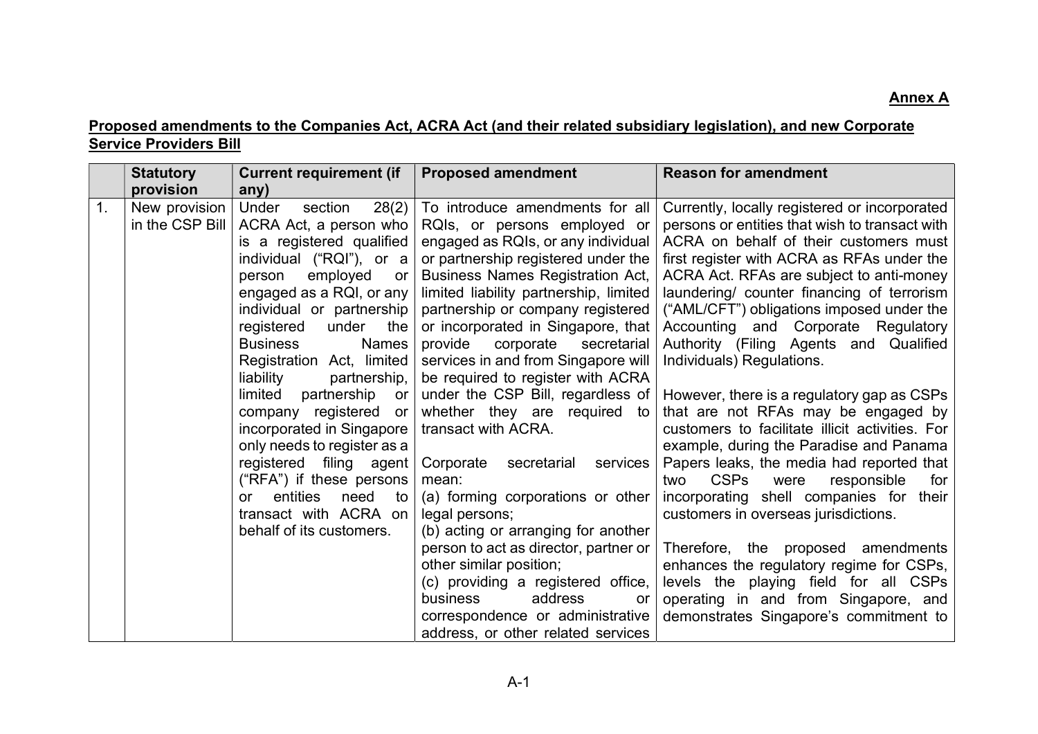**Annex A**

**Proposed amendments to the Companies Act, ACRA Act (and their related subsidiary legislation), and new Corporate Service Providers Bill**

| | Statutory provision | Current requirement (if any) | Proposed amendment | Reason for amendment |
|---|---|---|---|---|
| 1. | New provision in the CSP Bill | Under section 28(2) ACRA Act, a person who is a registered qualified individual ("RQI"), or a person employed or engaged as a RQI, or any individual or partnership registered under the Business Names Registration Act, limited liability partnership, limited partnership or company registered or incorporated in Singapore only needs to register as a registered filing agent ("RFA") if these persons or entities need to transact with ACRA on behalf of its customers. | To introduce amendments for all RQIs, or persons employed or engaged as RQIs, or any individual or partnership registered under the Business Names Registration Act, limited liability partnership, limited partnership or company registered or incorporated in Singapore, that provide corporate secretarial services in and from Singapore will be required to register with ACRA under the CSP Bill, regardless of whether they are required to transact with ACRA.<br><br>Corporate secretarial services mean:<br>(a) forming corporations or other legal persons;<br>(b) acting or arranging for another person to act as director, partner or other similar position;<br>(c) providing a registered office, business address or correspondence or administrative address, or other related services | Currently, locally registered or incorporated persons or entities that wish to transact with ACRA on behalf of their customers must first register with ACRA as RFAs under the ACRA Act. RFAs are subject to anti-money laundering/ counter financing of terrorism ("AML/CFT") obligations imposed under the Accounting and Corporate Regulatory Authority (Filing Agents and Qualified Individuals) Regulations.<br><br>However, there is a regulatory gap as CSPs that are not RFAs may be engaged by customers to facilitate illicit activities. For example, during the Paradise and Panama Papers leaks, the media had reported that two CSPs were responsible for incorporating shell companies for their customers in overseas jurisdictions.<br><br>Therefore, the proposed amendments enhances the regulatory regime for CSPs, levels the playing field for all CSPs operating in and from Singapore, and demonstrates Singapore's commitment to |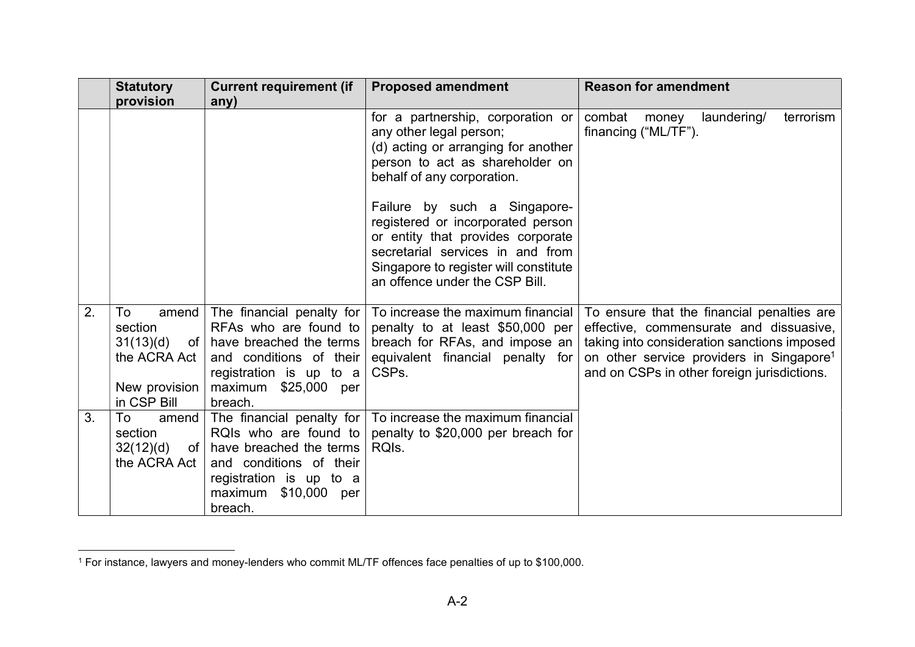| | Statutory provision | Current requirement (if any) | Proposed amendment | Reason for amendment |
|---|---|---|---|---|
| | | | for a partnership, corporation or any other legal person;<br>(d) acting or arranging for another person to act as shareholder on behalf of any corporation.<br><br>Failure by such a Singapore-registered or incorporated person or entity that provides corporate secretarial services in and from Singapore to register will constitute an offence under the CSP Bill. | combat money laundering/ terrorism financing ("ML/TF"). |
| 2. | To amend section 31(13)(d) of the ACRA Act<br><br>New provision in CSP Bill | The financial penalty for RFAs who are found to have breached the terms and conditions of their registration is up to a maximum $25,000 per breach. | To increase the maximum financial penalty to at least $50,000 per breach for RFAs, and impose an equivalent financial penalty for CSPs. | To ensure that the financial penalties are effective, commensurate and dissuasive, taking into consideration sanctions imposed on other service providers in Singapore[1] and on CSPs in other foreign jurisdictions. |
| 3. | To amend section 32(12)(d) of the ACRA Act | The financial penalty for RQIs who are found to have breached the terms and conditions of their registration is up to a maximum $10,000 per breach. | To increase the maximum financial penalty to $20,000 per breach for RQIs. | |

[1] For instance, lawyers and money-lenders who commit ML/TF offences face penalties of up to $100,000.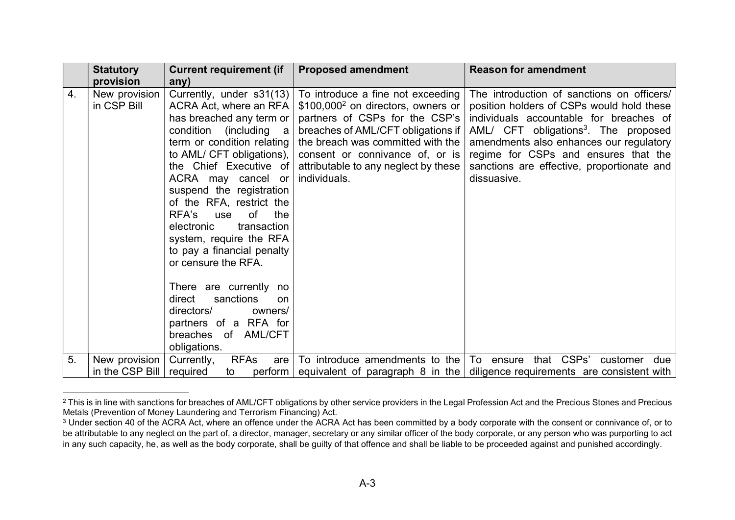| | Statutory provision | Current requirement (if any) | Proposed amendment | Reason for amendment |
|---|---|---|---|---|
| 4. | New provision in CSP Bill | Currently, under s31(13) ACRA Act, where an RFA has breached any term or condition (including a term or condition relating to AML/ CFT obligations), the Chief Executive of ACRA may cancel or suspend the registration of the RFA, restrict the RFA's use of the electronic transaction system, require the RFA to pay a financial penalty or censure the RFA.<br><br>There are currently no direct sanctions on directors/ owners/ partners of a RFA for breaches of AML/CFT obligations. | To introduce a fine not exceeding \$100,000[2] on directors, owners or partners of CSPs for the CSP's breaches of AML/CFT obligations if the breach was committed with the consent or connivance of, or is attributable to any neglect by these individuals. | The introduction of sanctions on officers/ position holders of CSPs would hold these individuals accountable for breaches of AML/ CFT obligations[3]. The proposed amendments also enhances our regulatory regime for CSPs and ensures that the sanctions are effective, proportionate and dissuasive. |
| 5. | New provision in the CSP Bill | Currently, RFAs are required to perform | To introduce amendments to the equivalent of paragraph 8 in the | To ensure that CSPs' customer due diligence requirements are consistent with |

[2] This is in line with sanctions for breaches of AML/CFT obligations by other service providers in the Legal Profession Act and the Precious Stones and Precious Metals (Prevention of Money Laundering and Terrorism Financing) Act.

[3] Under section 40 of the ACRA Act, where an offence under the ACRA Act has been committed by a body corporate with the consent or connivance of, or to be attributable to any neglect on the part of, a director, manager, secretary or any similar officer of the body corporate, or any person who was purporting to act in any such capacity, he, as well as the body corporate, shall be guilty of that offence and shall be liable to be proceeded against and punished accordingly.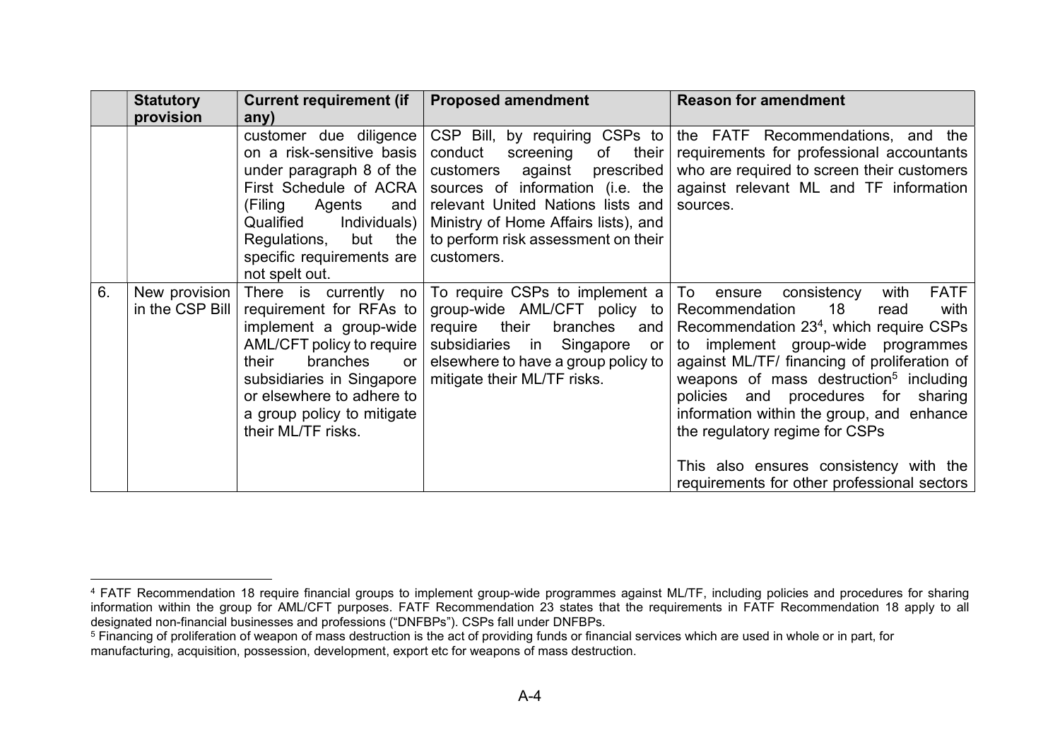| | Statutory provision | Current requirement (if any) | Proposed amendment | Reason for amendment |
|---|---|---|---|---|
| | | customer due diligence on a risk-sensitive basis under paragraph 8 of the First Schedule of ACRA (Filing Agents and Qualified Individuals) Regulations, but the specific requirements are not spelt out. | CSP Bill, by requiring CSPs to conduct screening of their customers against prescribed sources of information (i.e. the relevant United Nations lists and Ministry of Home Affairs lists), and to perform risk assessment on their customers. | the FATF Recommendations, and the requirements for professional accountants who are required to screen their customers against relevant ML and TF information sources. |
| 6. | New provision in the CSP Bill | There is currently no requirement for RFAs to implement a group-wide AML/CFT policy to require their branches or subsidiaries in Singapore or elsewhere to adhere to a group policy to mitigate their ML/TF risks. | To require CSPs to implement a group-wide AML/CFT policy to require their branches and subsidiaries in Singapore or elsewhere to have a group policy to mitigate their ML/TF risks. | To ensure consistency with FATF Recommendation 18 read with Recommendation 23[4], which require CSPs to implement group-wide programmes against ML/TF/ financing of proliferation of weapons of mass destruction[5] including policies and procedures for sharing information within the group, and enhance the regulatory regime for CSPs<br><br>This also ensures consistency with the requirements for other professional sectors |

[4] FATF Recommendation 18 require financial groups to implement group-wide programmes against ML/TF, including policies and procedures for sharing information within the group for AML/CFT purposes. FATF Recommendation 23 states that the requirements in FATF Recommendation 18 apply to all designated non-financial businesses and professions ("DNFBPs"). CSPs fall under DNFBPs.

[5] Financing of proliferation of weapon of mass destruction is the act of providing funds or financial services which are used in whole or in part, for manufacturing, acquisition, possession, development, export etc for weapons of mass destruction.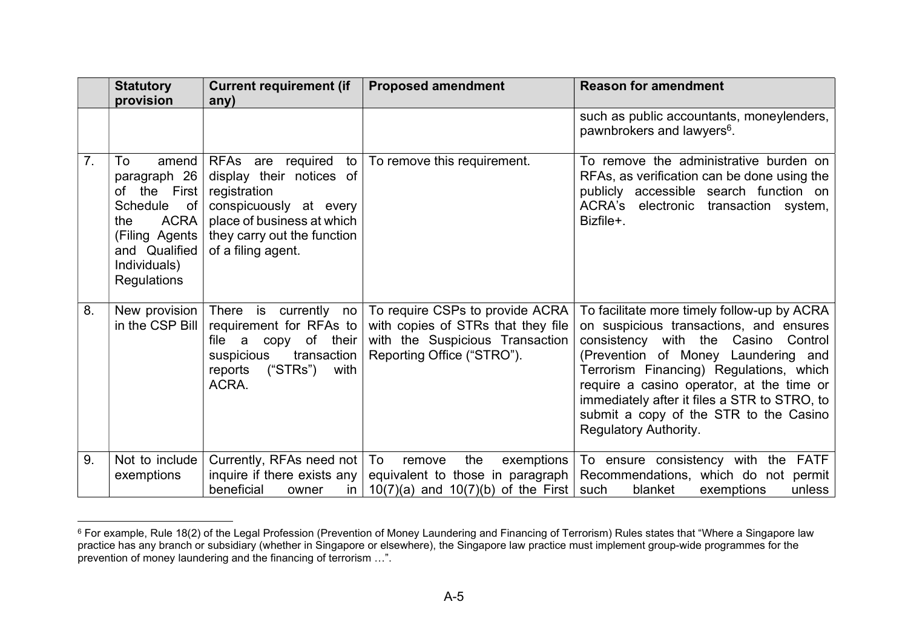| | Statutory provision | Current requirement (if any) | Proposed amendment | Reason for amendment |
|---|---|---|---|---|
| | | | | such as public accountants, moneylenders, pawnbrokers and lawyers[6]. |
| 7. | To amend paragraph 26 of the First Schedule of the ACRA (Filing Agents and Qualified Individuals) Regulations | RFAs are required to display their notices of registration conspicuously at every place of business at which they carry out the function of a filing agent. | To remove this requirement. | To remove the administrative burden on RFAs, as verification can be done using the publicly accessible search function on ACRA's electronic transaction system, Bizfile+. |
| 8. | New provision in the CSP Bill | There is currently no requirement for RFAs to file a copy of their suspicious transaction reports ("STRs") with ACRA. | To require CSPs to provide ACRA with copies of STRs that they file with the Suspicious Transaction Reporting Office ("STRO"). | To facilitate more timely follow-up by ACRA on suspicious transactions, and ensures consistency with the Casino Control (Prevention of Money Laundering and Terrorism Financing) Regulations, which require a casino operator, at the time or immediately after it files a STR to STRO, to submit a copy of the STR to the Casino Regulatory Authority. |
| 9. | Not to include exemptions | Currently, RFAs need not inquire if there exists any beneficial owner in | To remove the exemptions equivalent to those in paragraph 10(7)(a) and 10(7)(b) of the First | To ensure consistency with the FATF Recommendations, which do not permit such blanket exemptions unless |

[6] For example, Rule 18(2) of the Legal Profession (Prevention of Money Laundering and Financing of Terrorism) Rules states that "Where a Singapore law practice has any branch or subsidiary (whether in Singapore or elsewhere), the Singapore law practice must implement group-wide programmes for the prevention of money laundering and the financing of terrorism …".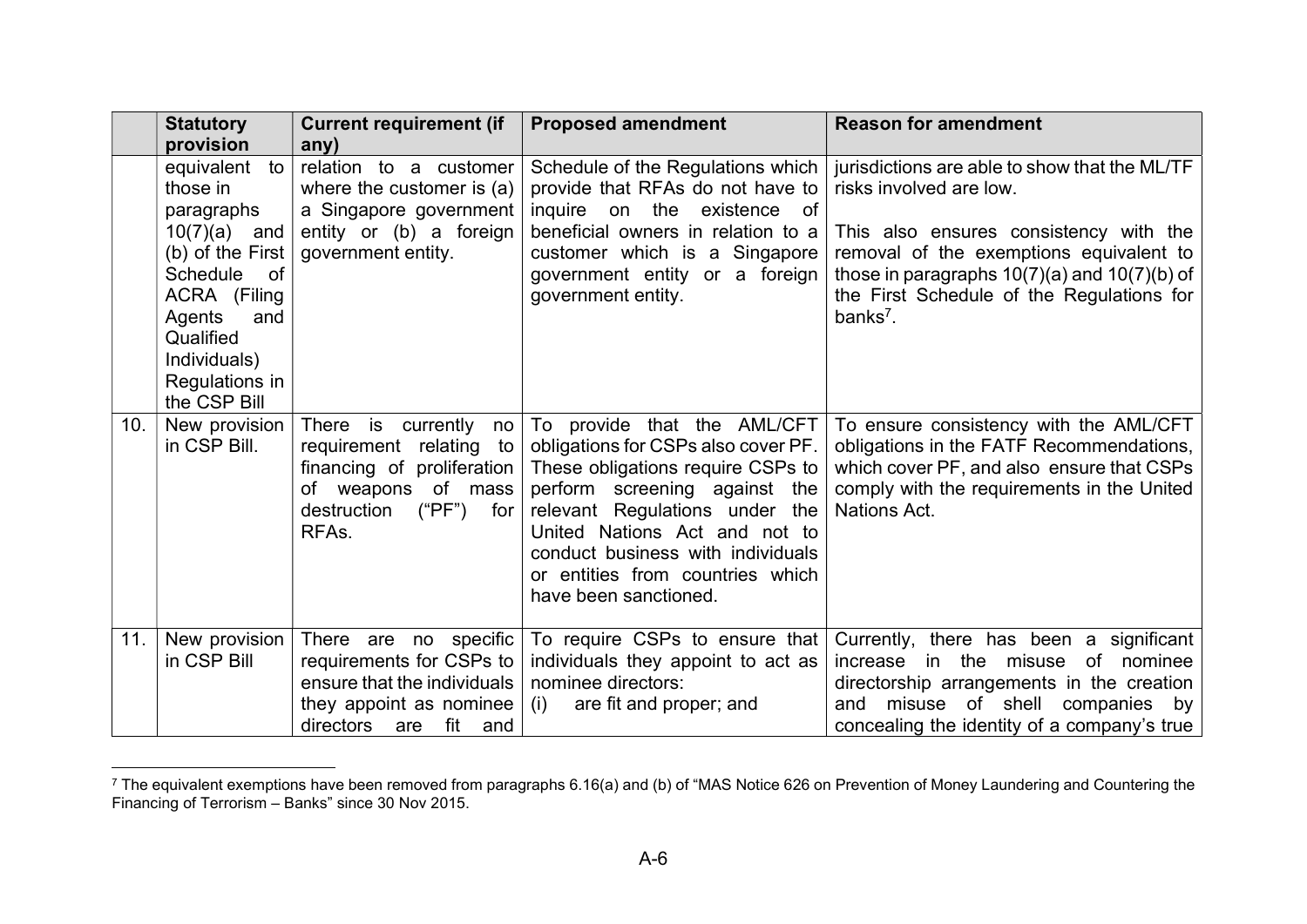| | Statutory provision | Current requirement (if any) | Proposed amendment | Reason for amendment |
|---|---|---|---|---|
| | equivalent to those in paragraphs 10(7)(a) and (b) of the First Schedule of ACRA (Filing Agents and Qualified Individuals) Regulations in the CSP Bill | relation to a customer where the customer is (a) a Singapore government entity or (b) a foreign government entity. | Schedule of the Regulations which provide that RFAs do not have to inquire on the existence of beneficial owners in relation to a customer which is a Singapore government entity or a foreign government entity. | jurisdictions are able to show that the ML/TF risks involved are low.<br><br>This also ensures consistency with the removal of the exemptions equivalent to those in paragraphs 10(7)(a) and 10(7)(b) of the First Schedule of the Regulations for banks[7]. |
| 10. | New provision in CSP Bill. | There is currently no requirement relating to financing of proliferation of weapons of mass destruction ("PF") for RFAs. | To provide that the AML/CFT obligations for CSPs also cover PF. These obligations require CSPs to perform screening against the relevant Regulations under the United Nations Act and not to conduct business with individuals or entities from countries which have been sanctioned. | To ensure consistency with the AML/CFT obligations in the FATF Recommendations, which cover PF, and also ensure that CSPs comply with the requirements in the United Nations Act. |
| 11. | New provision in CSP Bill | There are no specific requirements for CSPs to ensure that the individuals they appoint as nominee directors are fit and | To require CSPs to ensure that individuals they appoint to act as nominee directors:<br>(i) are fit and proper; and | Currently, there has been a significant increase in the misuse of nominee directorship arrangements in the creation and misuse of shell companies by concealing the identity of a company's true |

[7] The equivalent exemptions have been removed from paragraphs 6.16(a) and (b) of "MAS Notice 626 on Prevention of Money Laundering and Countering the Financing of Terrorism – Banks" since 30 Nov 2015.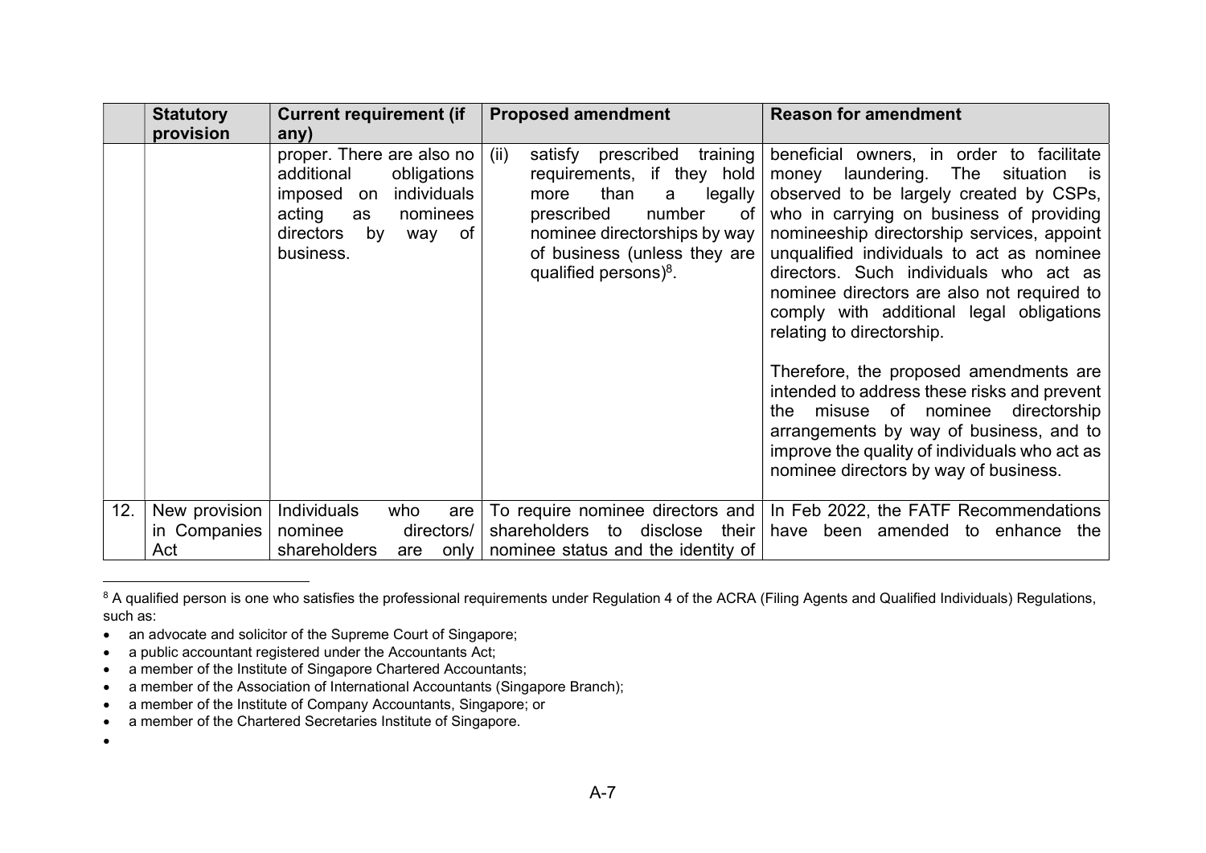| | Statutory provision | Current requirement (if any) | Proposed amendment | Reason for amendment |
|---|---|---|---|---|
| | | proper. There are also no additional obligations imposed on individuals acting as nominees directors by way of business. | (ii) satisfy prescribed training requirements, if they hold more than a legally prescribed number of nominee directorships by way of business (unless they are qualified persons)[8]. | beneficial owners, in order to facilitate money laundering. The situation is observed to be largely created by CSPs, who in carrying on business of providing nomineeship directorship services, appoint unqualified individuals to act as nominee directors. Such individuals who act as nominee directors are also not required to comply with additional legal obligations relating to directorship.<br><br>Therefore, the proposed amendments are intended to address these risks and prevent the misuse of nominee directorship arrangements by way of business, and to improve the quality of individuals who act as nominee directors by way of business. |
| 12. | New provision in Companies Act | Individuals who are nominee directors/ shareholders are only | To require nominee directors and shareholders to disclose their nominee status and the identity of | In Feb 2022, the FATF Recommendations have been amended to enhance the |

[8] A qualified person is one who satisfies the professional requirements under Regulation 4 of the ACRA (Filing Agents and Qualified Individuals) Regulations, such as:

- an advocate and solicitor of the Supreme Court of Singapore;
- a public accountant registered under the Accountants Act;
- a member of the Institute of Singapore Chartered Accountants;
- a member of the Association of International Accountants (Singapore Branch);
- a member of the Institute of Company Accountants, Singapore; or
- a member of the Chartered Secretaries Institute of Singapore.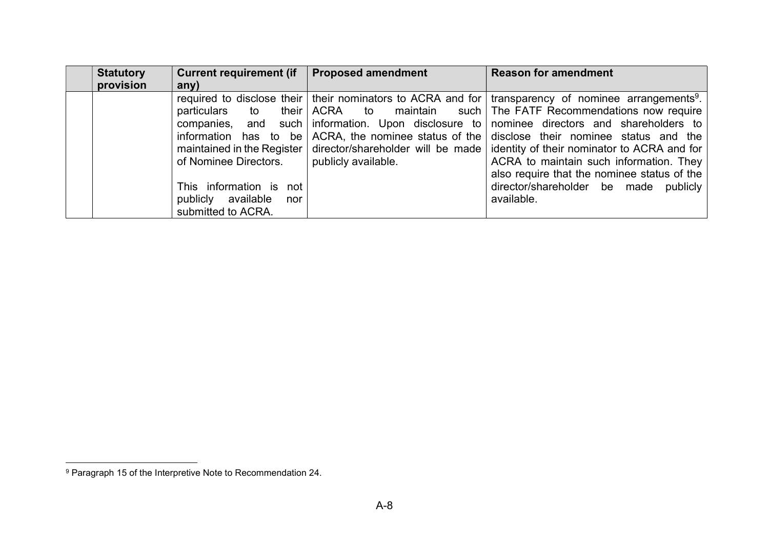| | Statutory provision | Current requirement (if any) | Proposed amendment | Reason for amendment |
|---|---|---|---|---|
| | | required to disclose their particulars to their companies, and such information has to be maintained in the Register of Nominee Directors.<br><br>This information is not publicly available nor submitted to ACRA. | their nominators to ACRA and for ACRA to maintain such information. Upon disclosure to ACRA, the nominee status of the director/shareholder will be made publicly available. | transparency of nominee arrangements[9]. The FATF Recommendations now require nominee directors and shareholders to disclose their nominee status and the identity of their nominator to ACRA and for ACRA to maintain such information. They also require that the nominee status of the director/shareholder be made publicly available. |

[9] Paragraph 15 of the Interpretive Note to Recommendation 24.